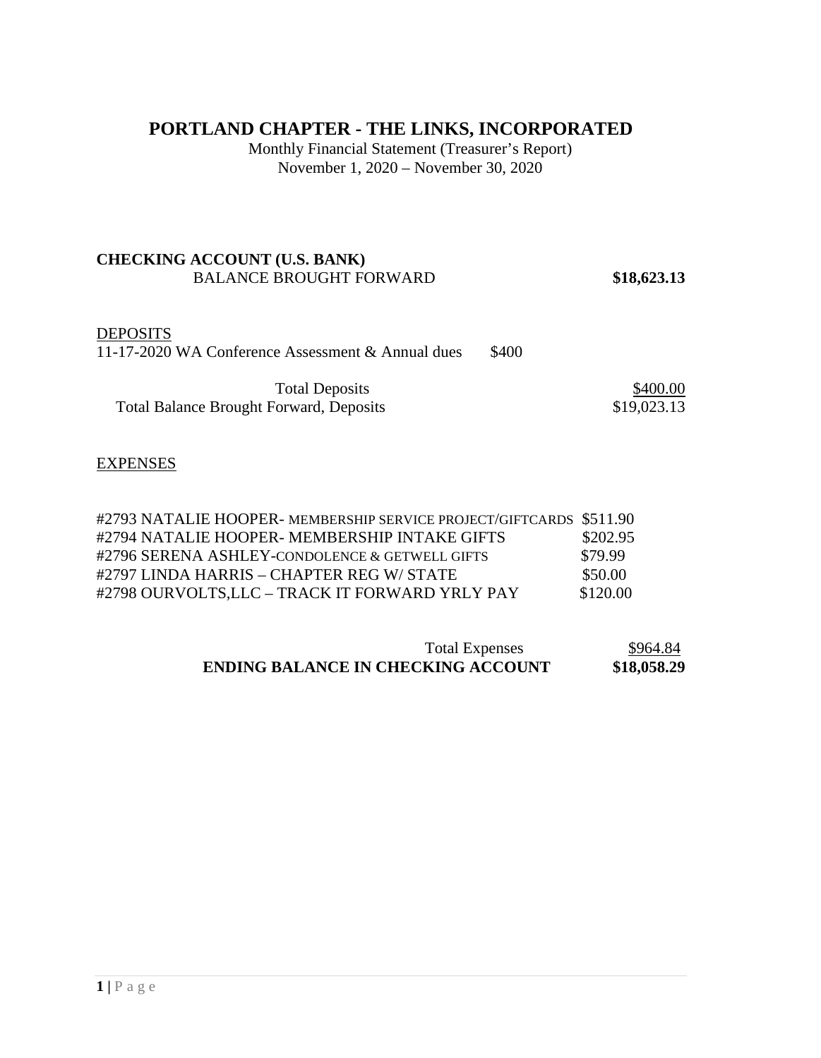# PORTLAND CHAPTER - THE LINKS, INCORPORATED

Monthly Financial Statement (Treasurer's Report)
November 1, 2020 – November 30, 2020

**CHECKING ACCOUNT (U.S. BANK)**

| | |
|---|---|
| BALANCE BROUGHT FORWARD | **$18,623.13** |

DEPOSITS

| | | |
|---|---|---|
| 11-17-2020 WA Conference Assessment & Annual dues | $400 | |
| Total Deposits | | $400.00 |
| Total Balance Brought Forward, Deposits | | $19,023.13 |

EXPENSES

| | | |
|---|---|---|
| #2793 NATALIE HOOPER- MEMBERSHIP SERVICE PROJECT/GIFTCARDS | $511.90 | |
| #2794 NATALIE HOOPER- MEMBERSHIP INTAKE GIFTS | $202.95 | |
| #2796 SERENA ASHLEY-CONDOLENCE & GETWELL GIFTS | $79.99 | |
| #2797 LINDA HARRIS – CHAPTER REG W/ STATE | $50.00 | |
| #2798 OURVOLTS,LLC – TRACK IT FORWARD YRLY PAY | $120.00 | |
| Total Expenses | | $964.84 |
| **ENDING BALANCE IN CHECKING ACCOUNT** | | **$18,058.29** |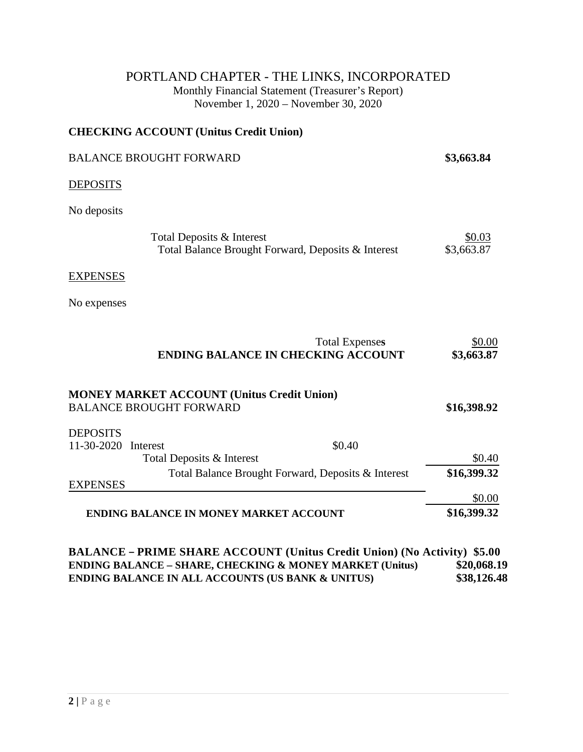# PORTLAND CHAPTER - THE LINKS, INCORPORATED

Monthly Financial Statement (Treasurer's Report)
November 1, 2020 – November 30, 2020

**CHECKING ACCOUNT (Unitus Credit Union)**

| | |
|---|---|
| BALANCE BROUGHT FORWARD | **$3,663.84** |

DEPOSITS

No deposits

| | |
|---|---|
| Total Deposits & Interest | $0.03 |
| Total Balance Brought Forward, Deposits & Interest | $3,663.87 |

EXPENSES

No expenses

| | |
|---|---|
| Total Expenses | $0.00 |
| **ENDING BALANCE IN CHECKING ACCOUNT** | **$3,663.87** |

**MONEY MARKET ACCOUNT (Unitus Credit Union)**

| | | |
|---|---|---|
| BALANCE BROUGHT FORWARD | | **$16,398.92** |
| DEPOSITS | | |
| 11-30-2020 Interest | $0.40 | |
| Total Deposits & Interest | | $0.40 |
| Total Balance Brought Forward, Deposits & Interest | | **$16,399.32** |
| EXPENSES | | |
| | | $0.00 |
| **ENDING BALANCE IN MONEY MARKET ACCOUNT** | | **$16,399.32** |

| | |
|---|---|
| **BALANCE – PRIME SHARE ACCOUNT (Unitus Credit Union) (No Activity)** | **$5.00** |
| **ENDING BALANCE – SHARE, CHECKING & MONEY MARKET (Unitus)** | **$20,068.19** |
| **ENDING BALANCE IN ALL ACCOUNTS (US BANK & UNITUS)** | **$38,126.48** |